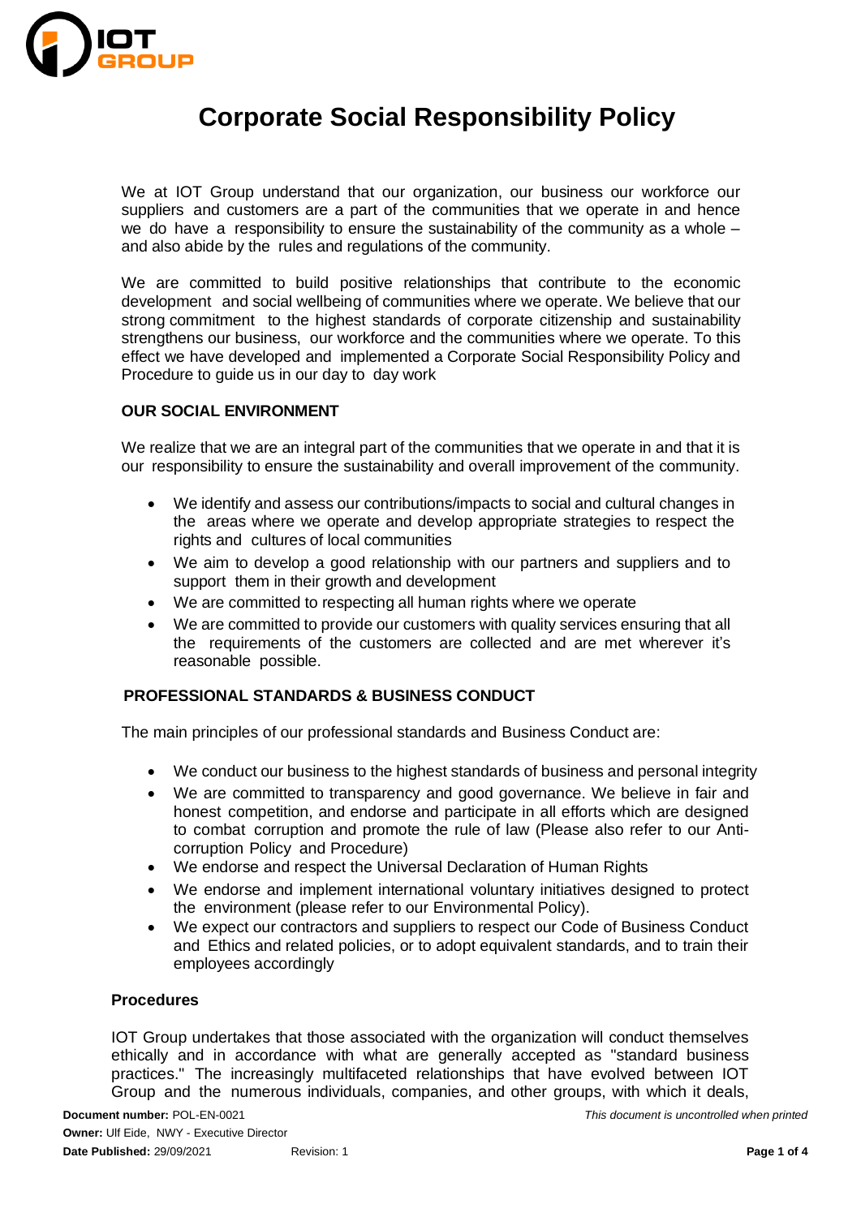# Corporate Social Responsibility Policy

We at IOT Group understand that our organization, our business our workforce our suppliers and customers are a part of the communities that we operate in and hence we do have a responsibility to ensure the sustainability of the community as a whole – and also abide by the rules and regulations of the community.

We are committed to build positive relationships that contribute to the economic development and social wellbeing of communities where we operate. We believe that our strong commitment to the highest standards of corporate citizenship and sustainability strengthens our business, our workforce and the communities where we operate. To this effect we have developed and implemented a Corporate Social Responsibility Policy and Procedure to guide us in our day to day work

## OUR SOCIAL ENVIRONMENT

We realize that we are an integral part of the communities that we operate in and that it is our responsibility to ensure the sustainability and overall improvement of the community.

- We identify and assess our contributions/impacts to social and cultural changes in the areas where we operate and develop appropriate strategies to respect the rights and cultures of local communities
- We aim to develop a good relationship with our partners and suppliers and to support them in their growth and development
- We are committed to respecting all human rights where we operate
- We are committed to provide our customers with quality services ensuring that all the requirements of the customers are collected and are met wherever it's reasonable possible.

## PROFESSIONAL STANDARDS & BUSINESS CONDUCT

The main principles of our professional standards and Business Conduct are:

- We conduct our business to the highest standards of business and personal integrity
- We are committed to transparency and good governance. We believe in fair and honest competition, and endorse and participate in all efforts which are designed to combat corruption and promote the rule of law (Please also refer to our Anti-corruption Policy and Procedure)
- We endorse and respect the Universal Declaration of Human Rights
- We endorse and implement international voluntary initiatives designed to protect the environment (please refer to our Environmental Policy).
- We expect our contractors and suppliers to respect our Code of Business Conduct and Ethics and related policies, or to adopt equivalent standards, and to train their employees accordingly

### Procedures

IOT Group undertakes that those associated with the organization will conduct themselves ethically and in accordance with what are generally accepted as "standard business practices." The increasingly multifaceted relationships that have evolved between IOT Group and the numerous individuals, companies, and other groups, with which it deals,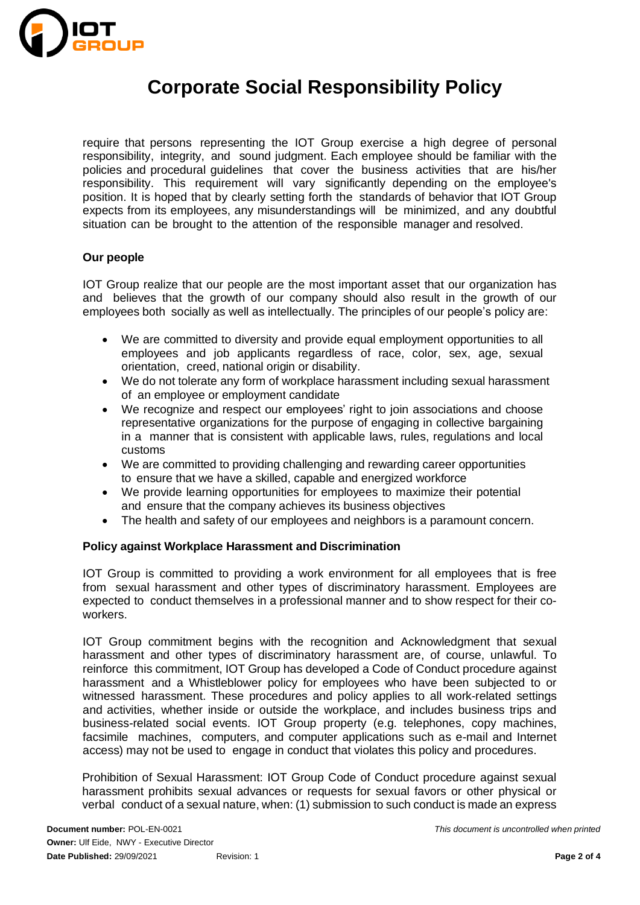require that persons representing the IOT Group exercise a high degree of personal responsibility, integrity, and sound judgment. Each employee should be familiar with the policies and procedural guidelines that cover the business activities that are his/her responsibility. This requirement will vary significantly depending on the employee's position. It is hoped that by clearly setting forth the standards of behavior that IOT Group expects from its employees, any misunderstandings will be minimized, and any doubtful situation can be brought to the attention of the responsible manager and resolved.

**Our people**

IOT Group realize that our people are the most important asset that our organization has and believes that the growth of our company should also result in the growth of our employees both socially as well as intellectually. The principles of our people's policy are:

- We are committed to diversity and provide equal employment opportunities to all employees and job applicants regardless of race, color, sex, age, sexual orientation, creed, national origin or disability.
- We do not tolerate any form of workplace harassment including sexual harassment of an employee or employment candidate
- We recognize and respect our employees' right to join associations and choose representative organizations for the purpose of engaging in collective bargaining in a manner that is consistent with applicable laws, rules, regulations and local customs
- We are committed to providing challenging and rewarding career opportunities to ensure that we have a skilled, capable and energized workforce
- We provide learning opportunities for employees to maximize their potential and ensure that the company achieves its business objectives
- The health and safety of our employees and neighbors is a paramount concern.

**Policy against Workplace Harassment and Discrimination**

IOT Group is committed to providing a work environment for all employees that is free from sexual harassment and other types of discriminatory harassment. Employees are expected to conduct themselves in a professional manner and to show respect for their co-workers.

IOT Group commitment begins with the recognition and Acknowledgment that sexual harassment and other types of discriminatory harassment are, of course, unlawful. To reinforce this commitment, IOT Group has developed a Code of Conduct procedure against harassment and a Whistleblower policy for employees who have been subjected to or witnessed harassment. These procedures and policy applies to all work-related settings and activities, whether inside or outside the workplace, and includes business trips and business-related social events. IOT Group property (e.g. telephones, copy machines, facsimile machines, computers, and computer applications such as e-mail and Internet access) may not be used to engage in conduct that violates this policy and procedures.

Prohibition of Sexual Harassment: IOT Group Code of Conduct procedure against sexual harassment prohibits sexual advances or requests for sexual favors or other physical or verbal conduct of a sexual nature, when: (1) submission to such conduct is made an express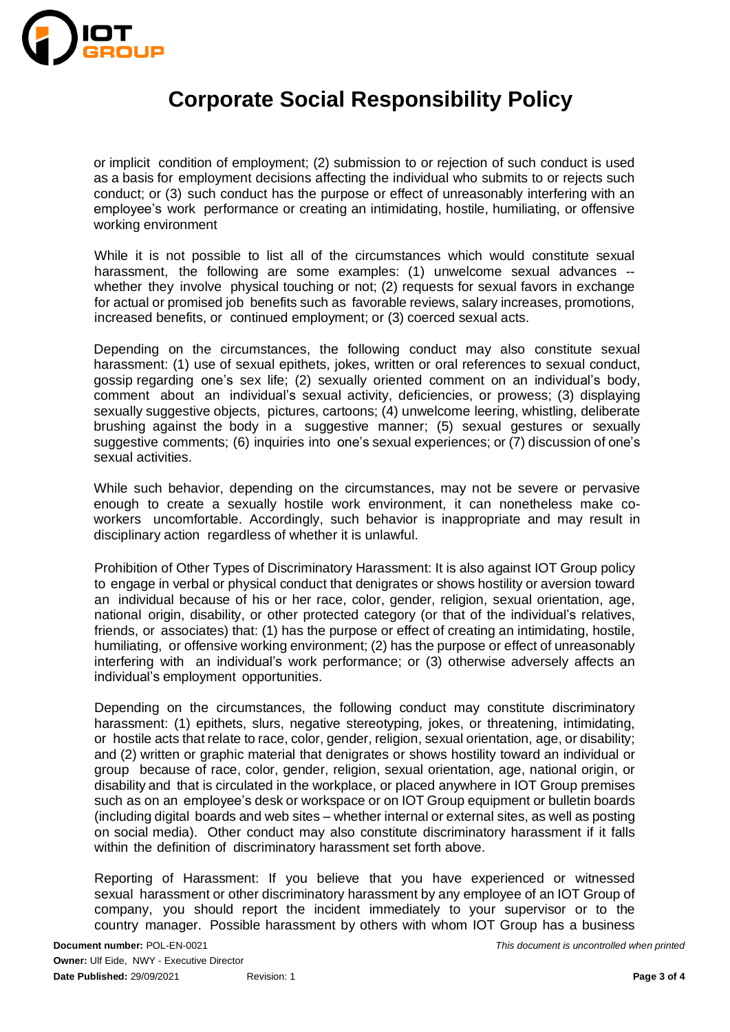or implicit condition of employment; (2) submission to or rejection of such conduct is used as a basis for employment decisions affecting the individual who submits to or rejects such conduct; or (3) such conduct has the purpose or effect of unreasonably interfering with an employee's work performance or creating an intimidating, hostile, humiliating, or offensive working environment

While it is not possible to list all of the circumstances which would constitute sexual harassment, the following are some examples: (1) unwelcome sexual advances -- whether they involve physical touching or not; (2) requests for sexual favors in exchange for actual or promised job benefits such as favorable reviews, salary increases, promotions, increased benefits, or continued employment; or (3) coerced sexual acts.

Depending on the circumstances, the following conduct may also constitute sexual harassment: (1) use of sexual epithets, jokes, written or oral references to sexual conduct, gossip regarding one's sex life; (2) sexually oriented comment on an individual's body, comment about an individual's sexual activity, deficiencies, or prowess; (3) displaying sexually suggestive objects, pictures, cartoons; (4) unwelcome leering, whistling, deliberate brushing against the body in a suggestive manner; (5) sexual gestures or sexually suggestive comments; (6) inquiries into one's sexual experiences; or (7) discussion of one's sexual activities.

While such behavior, depending on the circumstances, may not be severe or pervasive enough to create a sexually hostile work environment, it can nonetheless make co-workers uncomfortable. Accordingly, such behavior is inappropriate and may result in disciplinary action regardless of whether it is unlawful.

Prohibition of Other Types of Discriminatory Harassment: It is also against IOT Group policy to engage in verbal or physical conduct that denigrates or shows hostility or aversion toward an individual because of his or her race, color, gender, religion, sexual orientation, age, national origin, disability, or other protected category (or that of the individual's relatives, friends, or associates) that: (1) has the purpose or effect of creating an intimidating, hostile, humiliating, or offensive working environment; (2) has the purpose or effect of unreasonably interfering with an individual's work performance; or (3) otherwise adversely affects an individual's employment opportunities.

Depending on the circumstances, the following conduct may constitute discriminatory harassment: (1) epithets, slurs, negative stereotyping, jokes, or threatening, intimidating, or hostile acts that relate to race, color, gender, religion, sexual orientation, age, or disability; and (2) written or graphic material that denigrates or shows hostility toward an individual or group because of race, color, gender, religion, sexual orientation, age, national origin, or disability and that is circulated in the workplace, or placed anywhere in IOT Group premises such as on an employee's desk or workspace or on IOT Group equipment or bulletin boards (including digital boards and web sites – whether internal or external sites, as well as posting on social media). Other conduct may also constitute discriminatory harassment if it falls within the definition of discriminatory harassment set forth above.

Reporting of Harassment: If you believe that you have experienced or witnessed sexual harassment or other discriminatory harassment by any employee of an IOT Group of company, you should report the incident immediately to your supervisor or to the country manager. Possible harassment by others with whom IOT Group has a business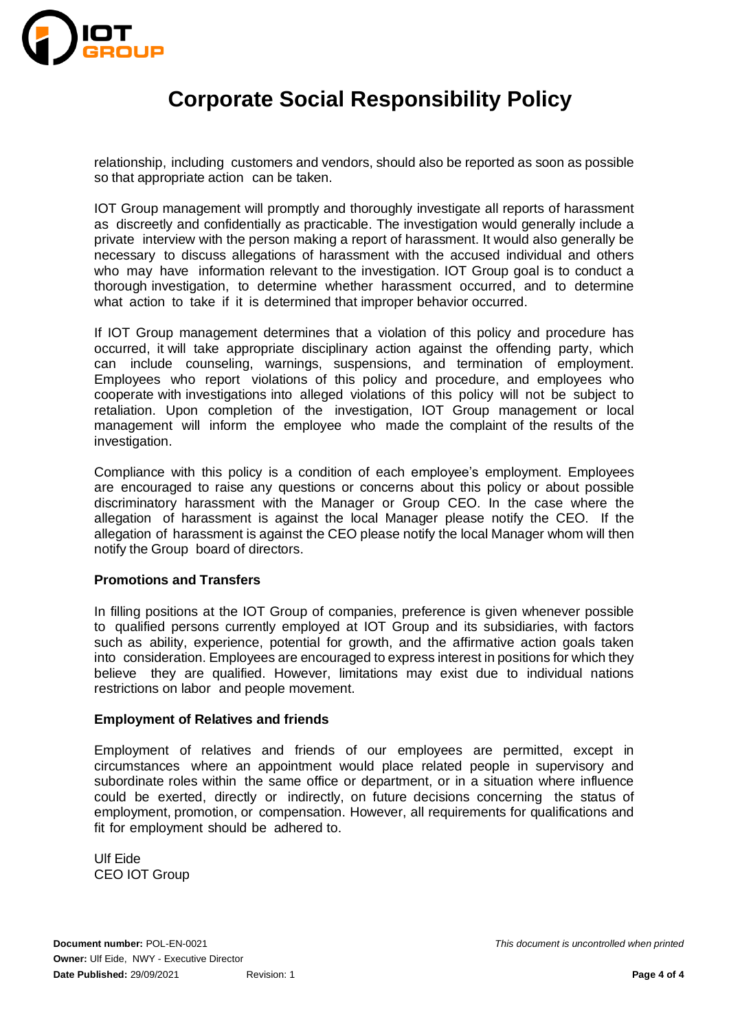relationship, including customers and vendors, should also be reported as soon as possible so that appropriate action can be taken.

IOT Group management will promptly and thoroughly investigate all reports of harassment as discreetly and confidentially as practicable. The investigation would generally include a private interview with the person making a report of harassment. It would also generally be necessary to discuss allegations of harassment with the accused individual and others who may have information relevant to the investigation. IOT Group goal is to conduct a thorough investigation, to determine whether harassment occurred, and to determine what action to take if it is determined that improper behavior occurred.

If IOT Group management determines that a violation of this policy and procedure has occurred, it will take appropriate disciplinary action against the offending party, which can include counseling, warnings, suspensions, and termination of employment. Employees who report violations of this policy and procedure, and employees who cooperate with investigations into alleged violations of this policy will not be subject to retaliation. Upon completion of the investigation, IOT Group management or local management will inform the employee who made the complaint of the results of the investigation.

Compliance with this policy is a condition of each employee's employment. Employees are encouraged to raise any questions or concerns about this policy or about possible discriminatory harassment with the Manager or Group CEO. In the case where the allegation of harassment is against the local Manager please notify the CEO. If the allegation of harassment is against the CEO please notify the local Manager whom will then notify the Group board of directors.

**Promotions and Transfers**

In filling positions at the IOT Group of companies, preference is given whenever possible to qualified persons currently employed at IOT Group and its subsidiaries, with factors such as ability, experience, potential for growth, and the affirmative action goals taken into consideration. Employees are encouraged to express interest in positions for which they believe they are qualified. However, limitations may exist due to individual nations restrictions on labor and people movement.

**Employment of Relatives and friends**

Employment of relatives and friends of our employees are permitted, except in circumstances where an appointment would place related people in supervisory and subordinate roles within the same office or department, or in a situation where influence could be exerted, directly or indirectly, on future decisions concerning the status of employment, promotion, or compensation. However, all requirements for qualifications and fit for employment should be adhered to.

Ulf Eide
CEO IOT Group